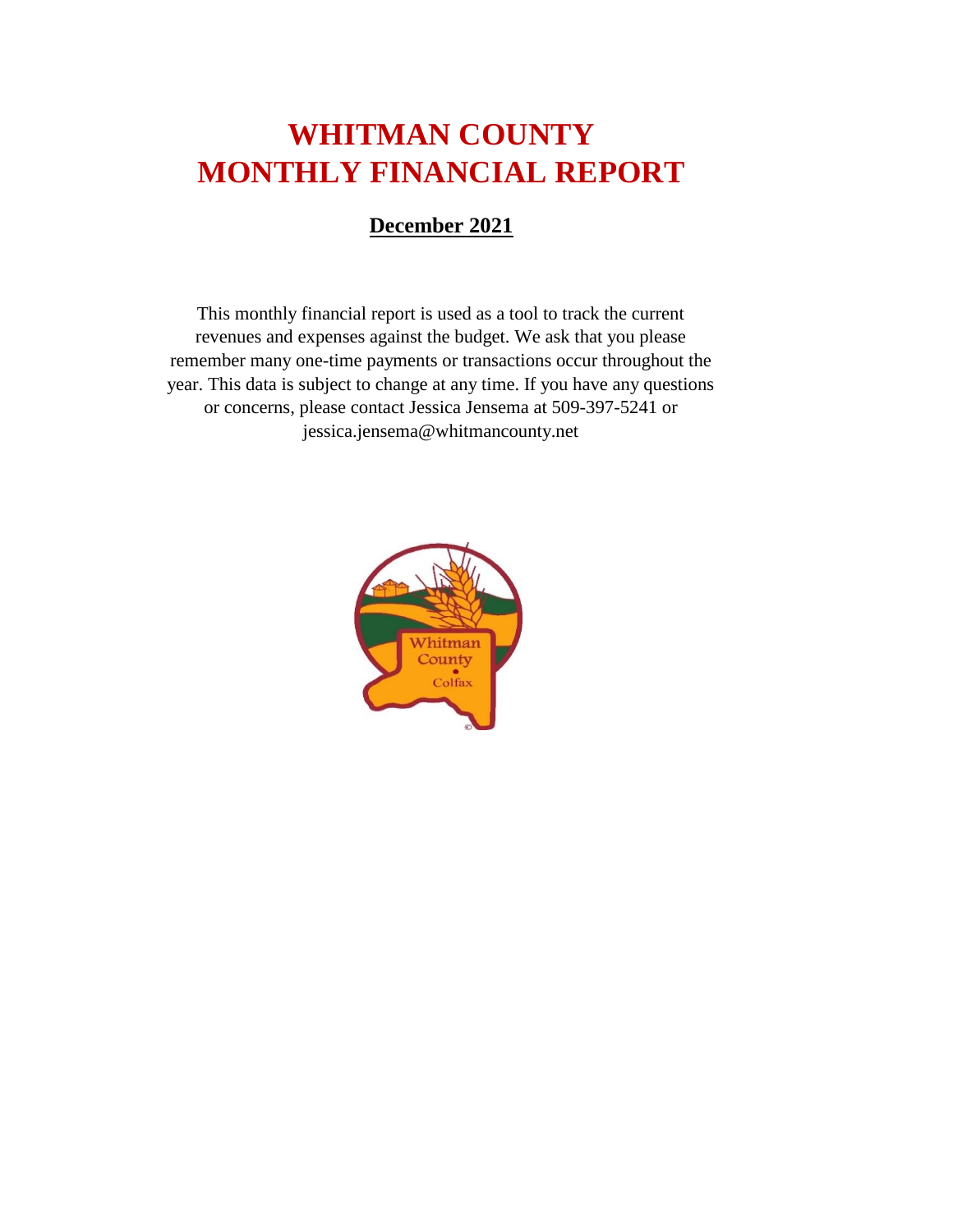# WHITMAN COUNTY
# MONTHLY FINANCIAL REPORT

## December 2021

This monthly financial report is used as a tool to track the current revenues and expenses against the budget. We ask that you please remember many one-time payments or transactions occur throughout the year. This data is subject to change at any time. If you have any questions or concerns, please contact Jessica Jensema at 509-397-5241 or jessica.jensema@whitmancounty.net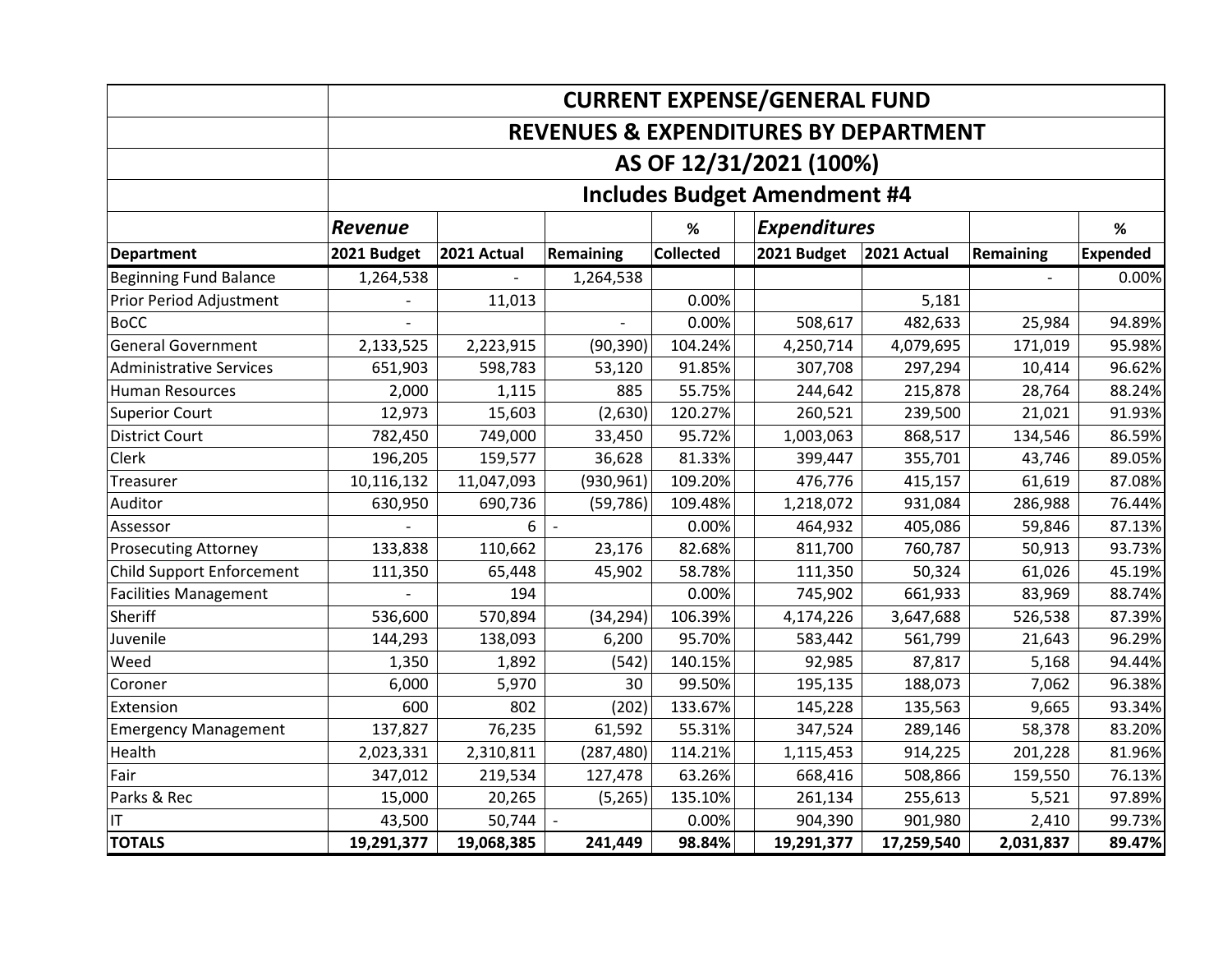| | CURRENT EXPENSE/GENERAL FUND | | | | | | | |
|---|---|---|---|---|---|---|---|---|
| | REVENUES & EXPENDITURES BY DEPARTMENT | | | | | | | |
| | AS OF 12/31/2021 (100%) | | | | | | | |
| | Includes Budget Amendment #4 | | | | | | | |
| | *Revenue* | | | % | *Expenditures* | | | % |
| **Department** | **2021 Budget** | **2021 Actual** | **Remaining** | **Collected** | **2021 Budget** | **2021 Actual** | **Remaining** | **Expended** |
| Beginning Fund Balance | 1,264,538 | - | 1,264,538 | | | | - | 0.00% |
| Prior Period Adjustment | - | 11,013 | | 0.00% | | 5,181 | | |
| BoCC | - | | - | 0.00% | 508,617 | 482,633 | 25,984 | 94.89% |
| General Government | 2,133,525 | 2,223,915 | (90,390) | 104.24% | 4,250,714 | 4,079,695 | 171,019 | 95.98% |
| Administrative Services | 651,903 | 598,783 | 53,120 | 91.85% | 307,708 | 297,294 | 10,414 | 96.62% |
| Human Resources | 2,000 | 1,115 | 885 | 55.75% | 244,642 | 215,878 | 28,764 | 88.24% |
| Superior Court | 12,973 | 15,603 | (2,630) | 120.27% | 260,521 | 239,500 | 21,021 | 91.93% |
| District Court | 782,450 | 749,000 | 33,450 | 95.72% | 1,003,063 | 868,517 | 134,546 | 86.59% |
| Clerk | 196,205 | 159,577 | 36,628 | 81.33% | 399,447 | 355,701 | 43,746 | 89.05% |
| Treasurer | 10,116,132 | 11,047,093 | (930,961) | 109.20% | 476,776 | 415,157 | 61,619 | 87.08% |
| Auditor | 630,950 | 690,736 | (59,786) | 109.48% | 1,218,072 | 931,084 | 286,988 | 76.44% |
| Assessor | - | 6 | - | 0.00% | 464,932 | 405,086 | 59,846 | 87.13% |
| Prosecuting Attorney | 133,838 | 110,662 | 23,176 | 82.68% | 811,700 | 760,787 | 50,913 | 93.73% |
| Child Support Enforcement | 111,350 | 65,448 | 45,902 | 58.78% | 111,350 | 50,324 | 61,026 | 45.19% |
| Facilities Management | - | 194 | | 0.00% | 745,902 | 661,933 | 83,969 | 88.74% |
| Sheriff | 536,600 | 570,894 | (34,294) | 106.39% | 4,174,226 | 3,647,688 | 526,538 | 87.39% |
| Juvenile | 144,293 | 138,093 | 6,200 | 95.70% | 583,442 | 561,799 | 21,643 | 96.29% |
| Weed | 1,350 | 1,892 | (542) | 140.15% | 92,985 | 87,817 | 5,168 | 94.44% |
| Coroner | 6,000 | 5,970 | 30 | 99.50% | 195,135 | 188,073 | 7,062 | 96.38% |
| Extension | 600 | 802 | (202) | 133.67% | 145,228 | 135,563 | 9,665 | 93.34% |
| Emergency Management | 137,827 | 76,235 | 61,592 | 55.31% | 347,524 | 289,146 | 58,378 | 83.20% |
| Health | 2,023,331 | 2,310,811 | (287,480) | 114.21% | 1,115,453 | 914,225 | 201,228 | 81.96% |
| Fair | 347,012 | 219,534 | 127,478 | 63.26% | 668,416 | 508,866 | 159,550 | 76.13% |
| Parks & Rec | 15,000 | 20,265 | (5,265) | 135.10% | 261,134 | 255,613 | 5,521 | 97.89% |
| IT | 43,500 | 50,744 | - | 0.00% | 904,390 | 901,980 | 2,410 | 99.73% |
| **TOTALS** | **19,291,377** | **19,068,385** | **241,449** | **98.84%** | **19,291,377** | **17,259,540** | **2,031,837** | **89.47%** |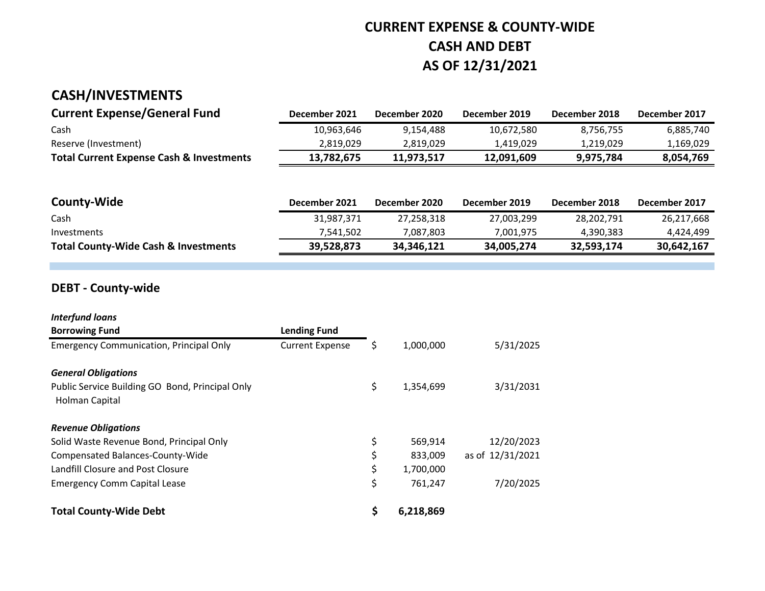# CURRENT EXPENSE & COUNTY-WIDE CASH AND DEBT AS OF 12/31/2021

## CASH/INVESTMENTS

| Current Expense/General Fund | December 2021 | December 2020 | December 2019 | December 2018 | December 2017 |
|---|---|---|---|---|---|
| Cash | 10,963,646 | 9,154,488 | 10,672,580 | 8,756,755 | 6,885,740 |
| Reserve (Investment) | 2,819,029 | 2,819,029 | 1,419,029 | 1,219,029 | 1,169,029 |
| **Total Current Expense Cash & Investments** | **13,782,675** | **11,973,517** | **12,091,609** | **9,975,784** | **8,054,769** |

| County-Wide | December 2021 | December 2020 | December 2019 | December 2018 | December 2017 |
|---|---|---|---|---|---|
| Cash | 31,987,371 | 27,258,318 | 27,003,299 | 28,202,791 | 26,217,668 |
| Investments | 7,541,502 | 7,087,803 | 7,001,975 | 4,390,383 | 4,424,499 |
| **Total County-Wide Cash & Investments** | **39,528,873** | **34,346,121** | **34,005,274** | **32,593,174** | **30,642,167** |

## DEBT - County-wide

| | | Amount | |
|---|---|---|---|
| ***Interfund loans*** | | | |
| **Borrowing Fund** | **Lending Fund** | | |
| Emergency Communication, Principal Only | Current Expense | $ 1,000,000 | 5/31/2025 |
| ***General Obligations*** | | | |
| Public Service Building GO Bond, Principal Only Holman Capital | | $ 1,354,699 | 3/31/2031 |
| ***Revenue Obligations*** | | | |
| Solid Waste Revenue Bond, Principal Only | | $ 569,914 | 12/20/2023 |
| Compensated Balances-County-Wide | | $ 833,009 | as of 12/31/2021 |
| Landfill Closure and Post Closure | | $ 1,700,000 | |
| Emergency Comm Capital Lease | | $ 761,247 | 7/20/2025 |
| **Total County-Wide Debt** | | **$ 6,218,869** | |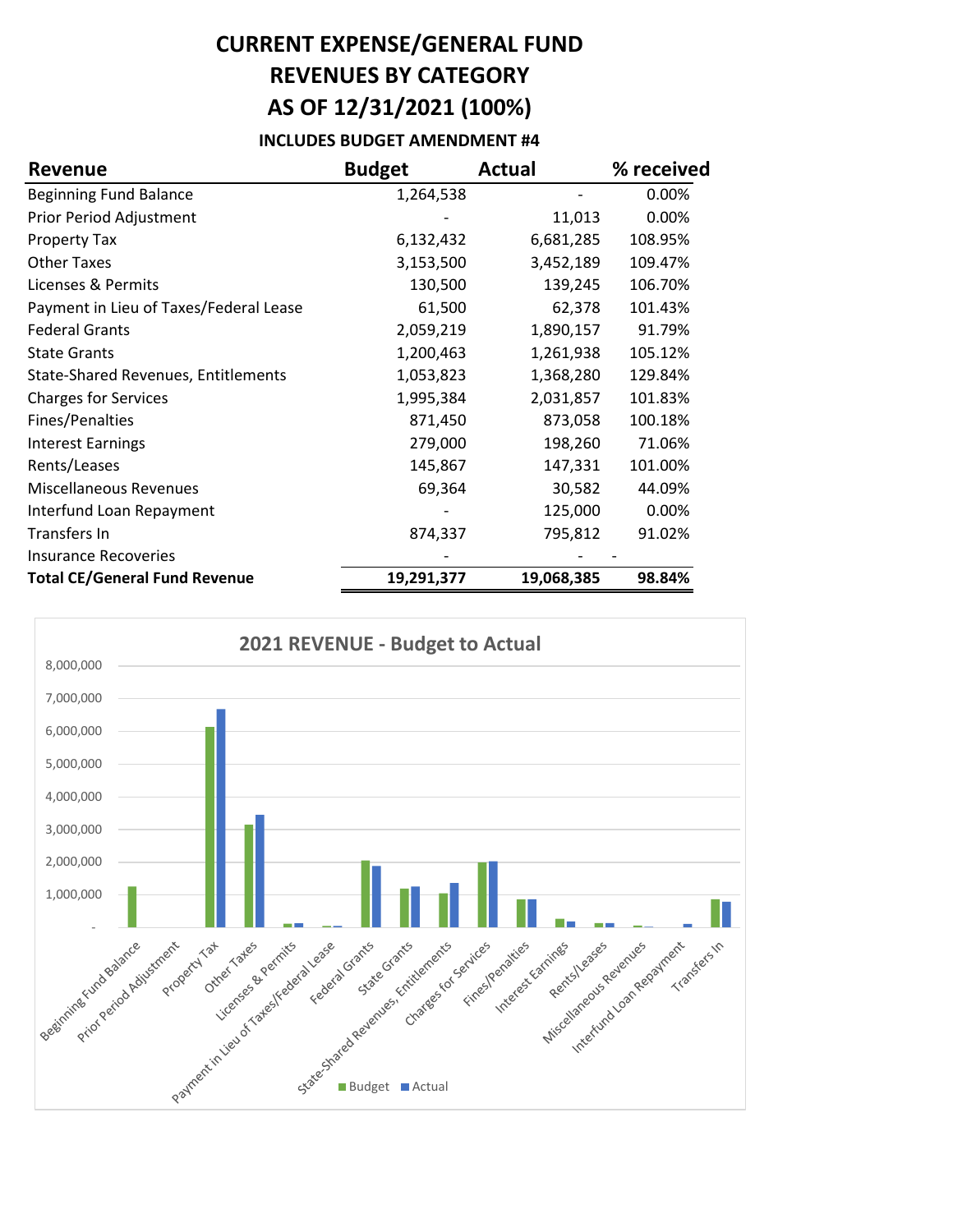# CURRENT EXPENSE/GENERAL FUND
# REVENUES BY CATEGORY
# AS OF 12/31/2021 (100%)

**INCLUDES BUDGET AMENDMENT #4**

| Revenue | Budget | Actual | % received |
|---|---|---|---|
| Beginning Fund Balance | 1,264,538 | - | 0.00% |
| Prior Period Adjustment | - | 11,013 | 0.00% |
| Property Tax | 6,132,432 | 6,681,285 | 108.95% |
| Other Taxes | 3,153,500 | 3,452,189 | 109.47% |
| Licenses & Permits | 130,500 | 139,245 | 106.70% |
| Payment in Lieu of Taxes/Federal Lease | 61,500 | 62,378 | 101.43% |
| Federal Grants | 2,059,219 | 1,890,157 | 91.79% |
| State Grants | 1,200,463 | 1,261,938 | 105.12% |
| State-Shared Revenues, Entitlements | 1,053,823 | 1,368,280 | 129.84% |
| Charges for Services | 1,995,384 | 2,031,857 | 101.83% |
| Fines/Penalties | 871,450 | 873,058 | 100.18% |
| Interest Earnings | 279,000 | 198,260 | 71.06% |
| Rents/Leases | 145,867 | 147,331 | 101.00% |
| Miscellaneous Revenues | 69,364 | 30,582 | 44.09% |
| Interfund Loan Repayment | - | 125,000 | 0.00% |
| Transfers In | 874,337 | 795,812 | 91.02% |
| Insurance Recoveries | - | - | - |
| **Total CE/General Fund Revenue** | **19,291,377** | **19,068,385** | **98.84%** |

## 2021 REVENUE - Budget to Actual

Legend: Budget, Actual

Y-axis: -, 1,000,000, 2,000,000, 3,000,000, 4,000,000, 5,000,000, 6,000,000, 7,000,000, 8,000,000

Categories: Beginning Fund Balance, Prior Period Adjustment, Property Tax, Other Taxes, Licenses & Permits, Payment in Lieu of Taxes/Federal Lease, Federal Grants, State Grants, State-Shared Revenues, Entitlements, Charges for Services, Fines/Penalties, Interest Earnings, Rents/Leases, Miscellaneous Revenues, Interfund Loan Repayment, Transfers In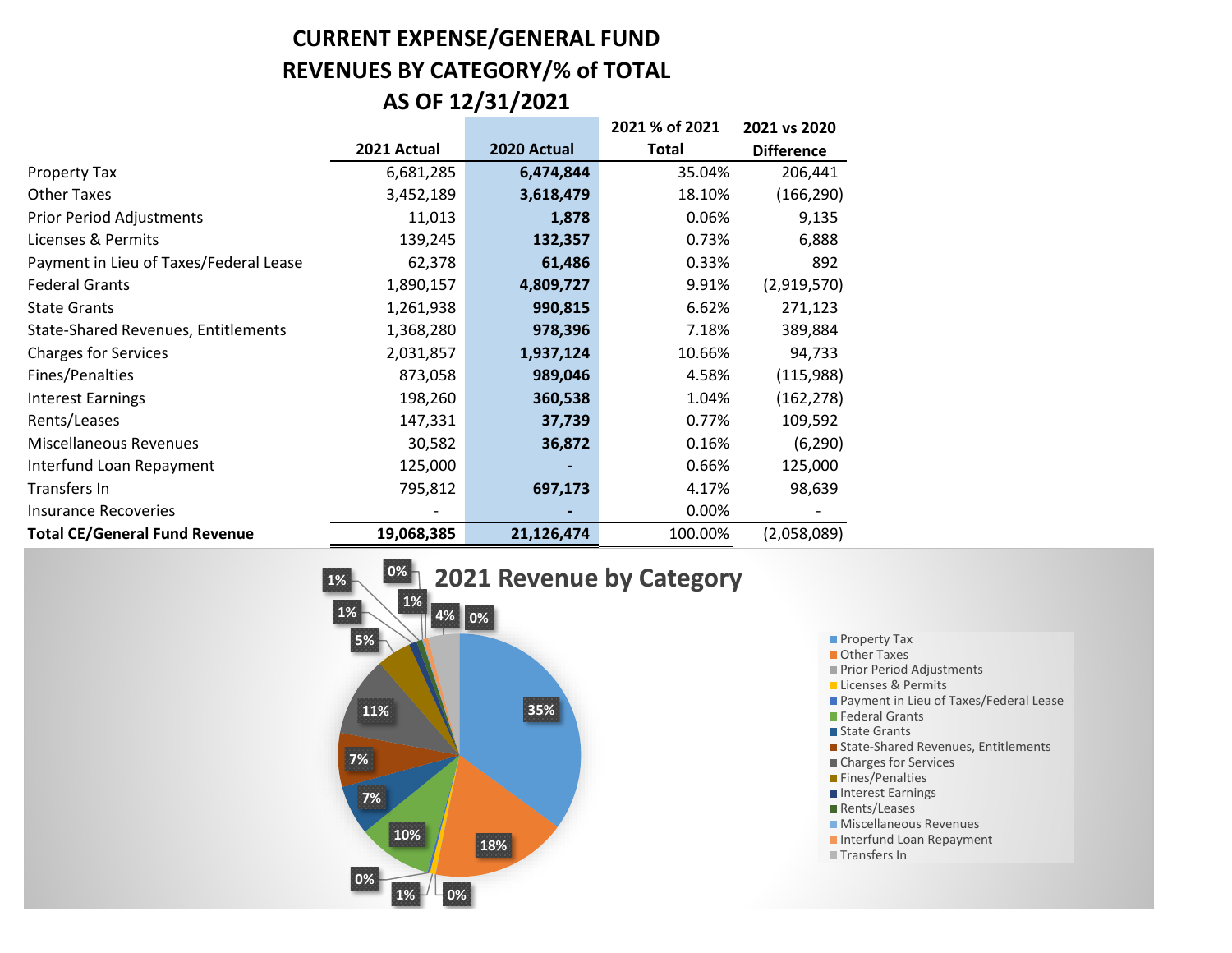# CURRENT EXPENSE/GENERAL FUND
# REVENUES BY CATEGORY/% of TOTAL
# AS OF 12/31/2021

| | 2021 Actual | 2020 Actual | 2021 % of 2021 Total | 2021 vs 2020 Difference |
|---|---|---|---|---|
| Property Tax | 6,681,285 | **6,474,844** | 35.04% | 206,441 |
| Other Taxes | 3,452,189 | **3,618,479** | 18.10% | (166,290) |
| Prior Period Adjustments | 11,013 | **1,878** | 0.06% | 9,135 |
| Licenses & Permits | 139,245 | **132,357** | 0.73% | 6,888 |
| Payment in Lieu of Taxes/Federal Lease | 62,378 | **61,486** | 0.33% | 892 |
| Federal Grants | 1,890,157 | **4,809,727** | 9.91% | (2,919,570) |
| State Grants | 1,261,938 | **990,815** | 6.62% | 271,123 |
| State-Shared Revenues, Entitlements | 1,368,280 | **978,396** | 7.18% | 389,884 |
| Charges for Services | 2,031,857 | **1,937,124** | 10.66% | 94,733 |
| Fines/Penalties | 873,058 | **989,046** | 4.58% | (115,988) |
| Interest Earnings | 198,260 | **360,538** | 1.04% | (162,278) |
| Rents/Leases | 147,331 | **37,739** | 0.77% | 109,592 |
| Miscellaneous Revenues | 30,582 | **36,872** | 0.16% | (6,290) |
| Interfund Loan Repayment | 125,000 | **-** | 0.66% | 125,000 |
| Transfers In | 795,812 | **697,173** | 4.17% | 98,639 |
| Insurance Recoveries | - | **-** | 0.00% | - |
| **Total CE/General Fund Revenue** | **19,068,385** | **21,126,474** | 100.00% | (2,058,089) |

## 2021 Revenue by Category

- Property Tax: 35%
- Other Taxes: 18%
- Prior Period Adjustments: 0%
- Licenses & Permits: 1%
- Payment in Lieu of Taxes/Federal Lease: 0%
- Federal Grants: 10%
- State Grants: 7%
- State-Shared Revenues, Entitlements: 7%
- Charges for Services: 11%
- Fines/Penalties: 5%
- Interest Earnings: 1%
- Rents/Leases: 1%
- Miscellaneous Revenues: 0%
- Interfund Loan Repayment: 1%
- Transfers In: 4%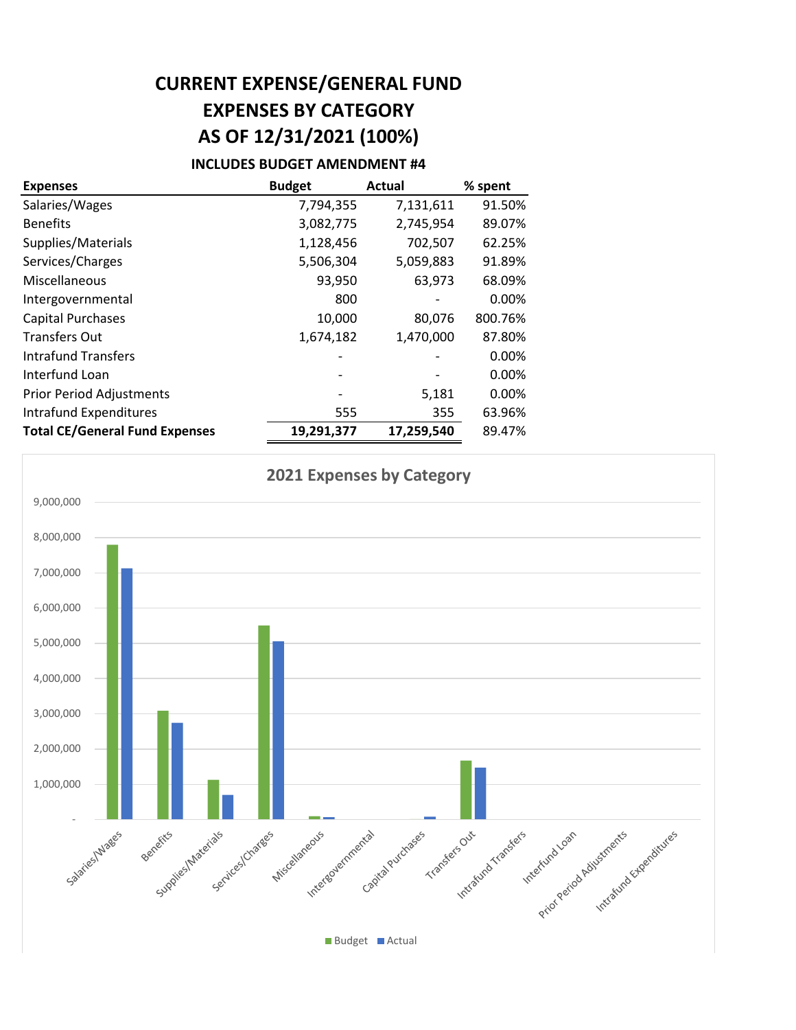# CURRENT EXPENSE/GENERAL FUND
# EXPENSES BY CATEGORY
# AS OF 12/31/2021 (100%)

### INCLUDES BUDGET AMENDMENT #4

| Expenses | Budget | Actual | % spent |
|---|---|---|---|
| Salaries/Wages | 7,794,355 | 7,131,611 | 91.50% |
| Benefits | 3,082,775 | 2,745,954 | 89.07% |
| Supplies/Materials | 1,128,456 | 702,507 | 62.25% |
| Services/Charges | 5,506,304 | 5,059,883 | 91.89% |
| Miscellaneous | 93,950 | 63,973 | 68.09% |
| Intergovernmental | 800 | - | 0.00% |
| Capital Purchases | 10,000 | 80,076 | 800.76% |
| Transfers Out | 1,674,182 | 1,470,000 | 87.80% |
| Intrafund Transfers | - | - | 0.00% |
| Interfund Loan | - | - | 0.00% |
| Prior Period Adjustments | - | 5,181 | 0.00% |
| Intrafund Expenditures | 555 | 355 | 63.96% |
| **Total CE/General Fund Expenses** | **19,291,377** | **17,259,540** | 89.47% |

**2021 Expenses by Category**

| Category | Budget | Actual |
|---|---|---|
| Salaries/Wages | 7,794,355 | 7,131,611 |
| Benefits | 3,082,775 | 2,745,954 |
| Supplies/Materials | 1,128,456 | 702,507 |
| Services/Charges | 5,506,304 | 5,059,883 |
| Miscellaneous | 93,950 | 63,973 |
| Intergovernmental | 800 | - |
| Capital Purchases | 10,000 | 80,076 |
| Transfers Out | 1,674,182 | 1,470,000 |
| Intrafund Transfers | - | - |
| Interfund Loan | - | - |
| Prior Period Adjustments | - | 5,181 |
| Intrafund Expenditures | 555 | 355 |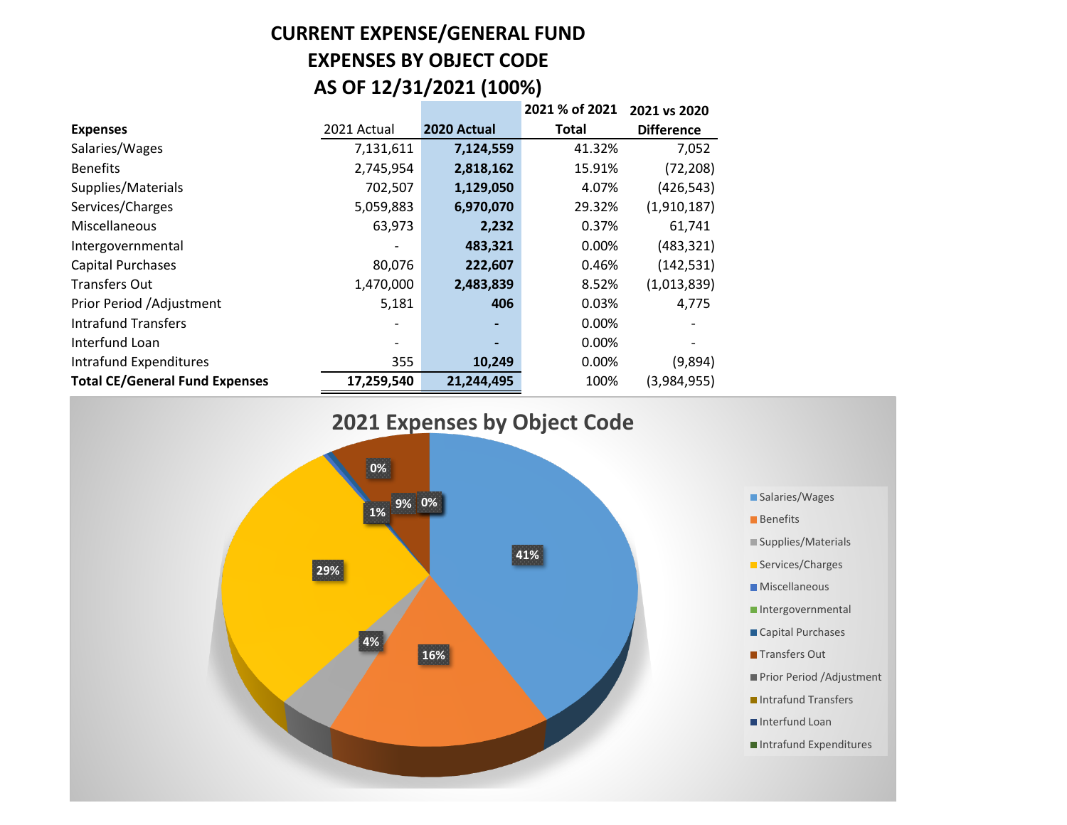# CURRENT EXPENSE/GENERAL FUND
# EXPENSES BY OBJECT CODE
# AS OF 12/31/2021 (100%)

| Expenses | 2021 Actual | 2020 Actual | 2021 % of 2021 Total | 2021 vs 2020 Difference |
|---|---|---|---|---|
| Salaries/Wages | 7,131,611 | **7,124,559** | 41.32% | 7,052 |
| Benefits | 2,745,954 | **2,818,162** | 15.91% | (72,208) |
| Supplies/Materials | 702,507 | **1,129,050** | 4.07% | (426,543) |
| Services/Charges | 5,059,883 | **6,970,070** | 29.32% | (1,910,187) |
| Miscellaneous | 63,973 | **2,232** | 0.37% | 61,741 |
| Intergovernmental | - | **483,321** | 0.00% | (483,321) |
| Capital Purchases | 80,076 | **222,607** | 0.46% | (142,531) |
| Transfers Out | 1,470,000 | **2,483,839** | 8.52% | (1,013,839) |
| Prior Period /Adjustment | 5,181 | **406** | 0.03% | 4,775 |
| Intrafund Transfers | - | **-** | 0.00% | - |
| Interfund Loan | - | **-** | 0.00% | - |
| Intrafund Expenditures | 355 | **10,249** | 0.00% | (9,894) |
| **Total CE/General Fund Expenses** | **17,259,540** | **21,244,495** | 100% | (3,984,955) |

## 2021 Expenses by Object Code

| Object Code | Chart Label |
|---|---|
| Salaries/Wages | 41% |
| Benefits | 16% |
| Supplies/Materials | 4% |
| Services/Charges | 29% |
| Miscellaneous | |
| Intergovernmental | |
| Capital Purchases | |
| Transfers Out | 9% |
| Prior Period /Adjustment | |
| Intrafund Transfers | |
| Interfund Loan | |
| Intrafund Expenditures | |

Additional slice labels shown on the chart without a clearly attributable category: 1%, 0%, 0%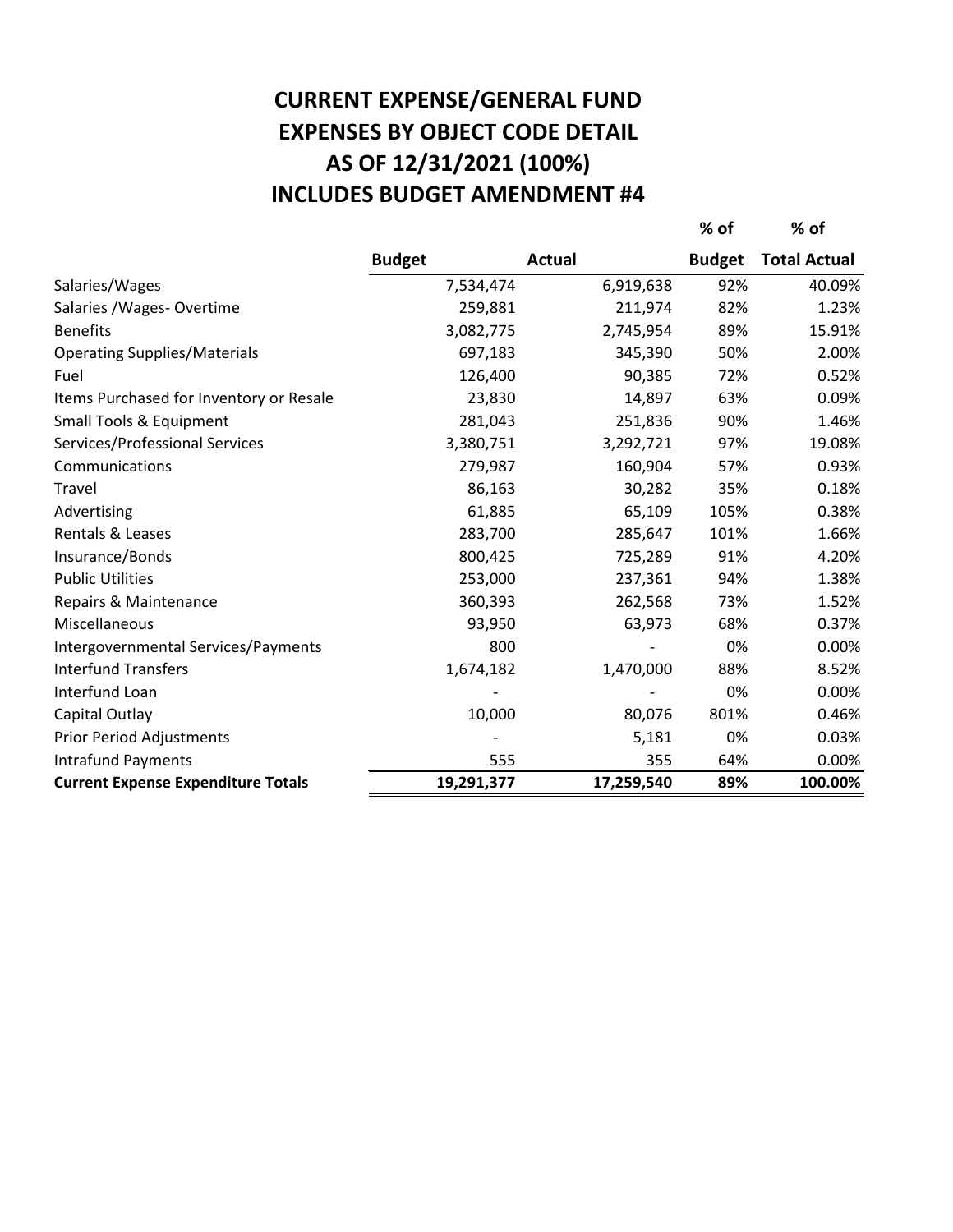# CURRENT EXPENSE/GENERAL FUND
# EXPENSES BY OBJECT CODE DETAIL
# AS OF 12/31/2021 (100%)
# INCLUDES BUDGET AMENDMENT #4

| | Budget | Actual | % of Budget | % of Total Actual |
|---|---|---|---|---|
| Salaries/Wages | 7,534,474 | 6,919,638 | 92% | 40.09% |
| Salaries /Wages- Overtime | 259,881 | 211,974 | 82% | 1.23% |
| Benefits | 3,082,775 | 2,745,954 | 89% | 15.91% |
| Operating Supplies/Materials | 697,183 | 345,390 | 50% | 2.00% |
| Fuel | 126,400 | 90,385 | 72% | 0.52% |
| Items Purchased for Inventory or Resale | 23,830 | 14,897 | 63% | 0.09% |
| Small Tools & Equipment | 281,043 | 251,836 | 90% | 1.46% |
| Services/Professional Services | 3,380,751 | 3,292,721 | 97% | 19.08% |
| Communications | 279,987 | 160,904 | 57% | 0.93% |
| Travel | 86,163 | 30,282 | 35% | 0.18% |
| Advertising | 61,885 | 65,109 | 105% | 0.38% |
| Rentals & Leases | 283,700 | 285,647 | 101% | 1.66% |
| Insurance/Bonds | 800,425 | 725,289 | 91% | 4.20% |
| Public Utilities | 253,000 | 237,361 | 94% | 1.38% |
| Repairs & Maintenance | 360,393 | 262,568 | 73% | 1.52% |
| Miscellaneous | 93,950 | 63,973 | 68% | 0.37% |
| Intergovernmental Services/Payments | 800 | - | 0% | 0.00% |
| Interfund Transfers | 1,674,182 | 1,470,000 | 88% | 8.52% |
| Interfund Loan | - | - | 0% | 0.00% |
| Capital Outlay | 10,000 | 80,076 | 801% | 0.46% |
| Prior Period Adjustments | - | 5,181 | 0% | 0.03% |
| Intrafund Payments | 555 | 355 | 64% | 0.00% |
| **Current Expense Expenditure Totals** | **19,291,377** | **17,259,540** | **89%** | **100.00%** |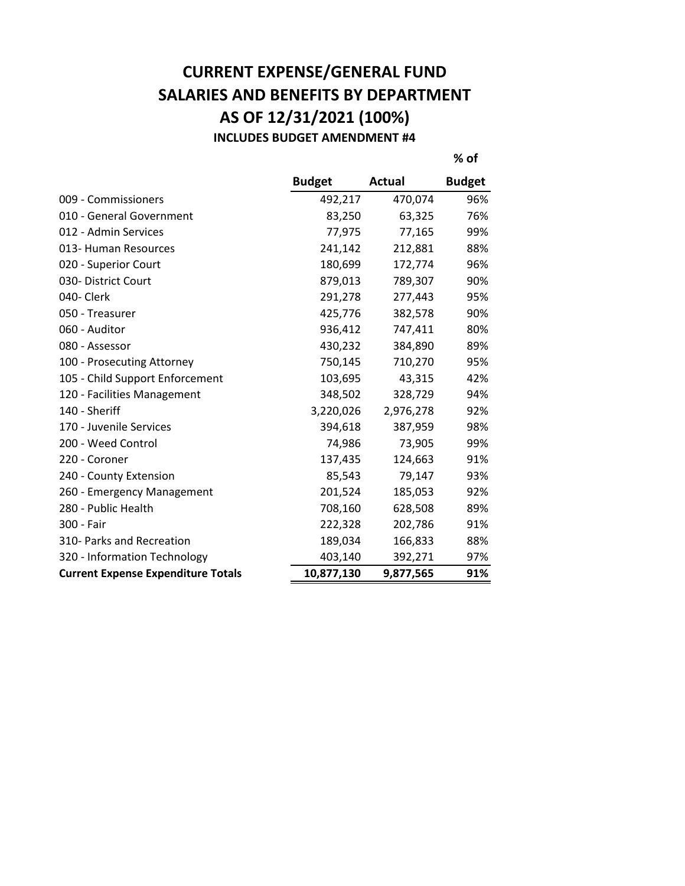# CURRENT EXPENSE/GENERAL FUND
# SALARIES AND BENEFITS BY DEPARTMENT
# AS OF 12/31/2021 (100%)
### INCLUDES BUDGET AMENDMENT #4

| | Budget | Actual | % of Budget |
|---|---|---|---|
| 009 - Commissioners | 492,217 | 470,074 | 96% |
| 010 - General Government | 83,250 | 63,325 | 76% |
| 012 - Admin Services | 77,975 | 77,165 | 99% |
| 013- Human Resources | 241,142 | 212,881 | 88% |
| 020 - Superior Court | 180,699 | 172,774 | 96% |
| 030- District Court | 879,013 | 789,307 | 90% |
| 040- Clerk | 291,278 | 277,443 | 95% |
| 050 - Treasurer | 425,776 | 382,578 | 90% |
| 060 - Auditor | 936,412 | 747,411 | 80% |
| 080 - Assessor | 430,232 | 384,890 | 89% |
| 100 - Prosecuting Attorney | 750,145 | 710,270 | 95% |
| 105 - Child Support Enforcement | 103,695 | 43,315 | 42% |
| 120 - Facilities Management | 348,502 | 328,729 | 94% |
| 140 - Sheriff | 3,220,026 | 2,976,278 | 92% |
| 170 - Juvenile Services | 394,618 | 387,959 | 98% |
| 200 - Weed Control | 74,986 | 73,905 | 99% |
| 220 - Coroner | 137,435 | 124,663 | 91% |
| 240 - County Extension | 85,543 | 79,147 | 93% |
| 260 - Emergency Management | 201,524 | 185,053 | 92% |
| 280 - Public Health | 708,160 | 628,508 | 89% |
| 300 - Fair | 222,328 | 202,786 | 91% |
| 310- Parks and Recreation | 189,034 | 166,833 | 88% |
| 320 - Information Technology | 403,140 | 392,271 | 97% |
| **Current Expense Expenditure Totals** | **10,877,130** | **9,877,565** | **91%** |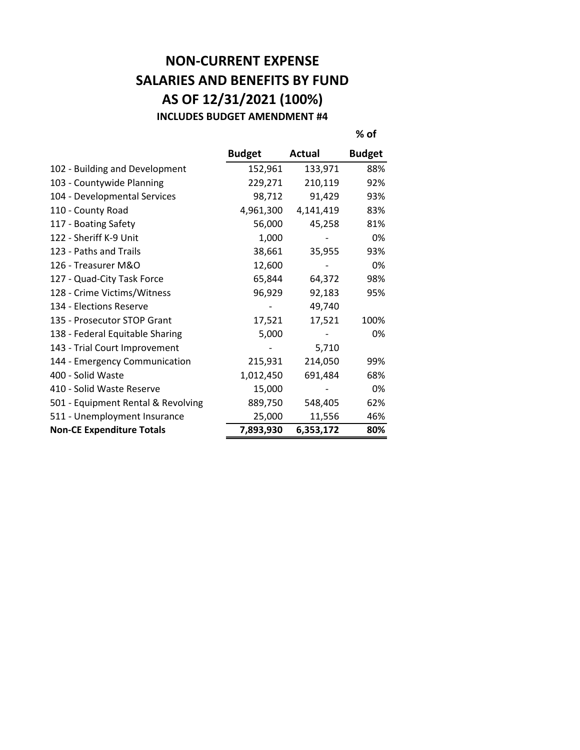# NON-CURRENT EXPENSE
# SALARIES AND BENEFITS BY FUND
# AS OF 12/31/2021 (100%)
### INCLUDES BUDGET AMENDMENT #4

| | Budget | Actual | % of Budget |
|---|---|---|---|
| 102 - Building and Development | 152,961 | 133,971 | 88% |
| 103 - Countywide Planning | 229,271 | 210,119 | 92% |
| 104 - Developmental Services | 98,712 | 91,429 | 93% |
| 110 - County Road | 4,961,300 | 4,141,419 | 83% |
| 117 - Boating Safety | 56,000 | 45,258 | 81% |
| 122 - Sheriff K-9 Unit | 1,000 | - | 0% |
| 123 - Paths and Trails | 38,661 | 35,955 | 93% |
| 126 - Treasurer M&O | 12,600 | - | 0% |
| 127 - Quad-City Task Force | 65,844 | 64,372 | 98% |
| 128 - Crime Victims/Witness | 96,929 | 92,183 | 95% |
| 134 - Elections Reserve | - | 49,740 | |
| 135 - Prosecutor STOP Grant | 17,521 | 17,521 | 100% |
| 138 - Federal Equitable Sharing | 5,000 | - | 0% |
| 143 - Trial Court Improvement | - | 5,710 | |
| 144 - Emergency Communication | 215,931 | 214,050 | 99% |
| 400 - Solid Waste | 1,012,450 | 691,484 | 68% |
| 410 - Solid Waste Reserve | 15,000 | - | 0% |
| 501 - Equipment Rental & Revolving | 889,750 | 548,405 | 62% |
| 511 - Unemployment Insurance | 25,000 | 11,556 | 46% |
| **Non-CE Expenditure Totals** | **7,893,930** | **6,353,172** | **80%** |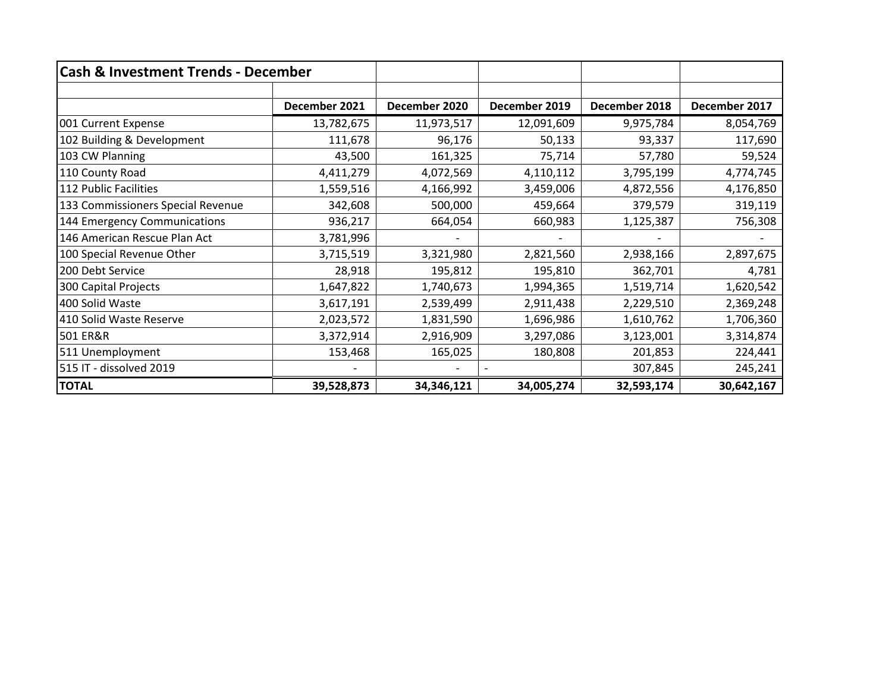| Cash & Investment Trends - December | | | | | |
|---|---|---|---|---|---|
| | December 2021 | December 2020 | December 2019 | December 2018 | December 2017 |
| 001 Current Expense | 13,782,675 | 11,973,517 | 12,091,609 | 9,975,784 | 8,054,769 |
| 102 Building & Development | 111,678 | 96,176 | 50,133 | 93,337 | 117,690 |
| 103 CW Planning | 43,500 | 161,325 | 75,714 | 57,780 | 59,524 |
| 110 County Road | 4,411,279 | 4,072,569 | 4,110,112 | 3,795,199 | 4,774,745 |
| 112 Public Facilities | 1,559,516 | 4,166,992 | 3,459,006 | 4,872,556 | 4,176,850 |
| 133 Commissioners Special Revenue | 342,608 | 500,000 | 459,664 | 379,579 | 319,119 |
| 144 Emergency Communications | 936,217 | 664,054 | 660,983 | 1,125,387 | 756,308 |
| 146 American Rescue Plan Act | 3,781,996 | - | - | - | - |
| 100 Special Revenue Other | 3,715,519 | 3,321,980 | 2,821,560 | 2,938,166 | 2,897,675 |
| 200 Debt Service | 28,918 | 195,812 | 195,810 | 362,701 | 4,781 |
| 300 Capital Projects | 1,647,822 | 1,740,673 | 1,994,365 | 1,519,714 | 1,620,542 |
| 400 Solid Waste | 3,617,191 | 2,539,499 | 2,911,438 | 2,229,510 | 2,369,248 |
| 410 Solid Waste Reserve | 2,023,572 | 1,831,590 | 1,696,986 | 1,610,762 | 1,706,360 |
| 501 ER&R | 3,372,914 | 2,916,909 | 3,297,086 | 3,123,001 | 3,314,874 |
| 511 Unemployment | 153,468 | 165,025 | 180,808 | 201,853 | 224,441 |
| 515 IT - dissolved 2019 | - | - | - | 307,845 | 245,241 |
| **TOTAL** | **39,528,873** | **34,346,121** | **34,005,274** | **32,593,174** | **30,642,167** |